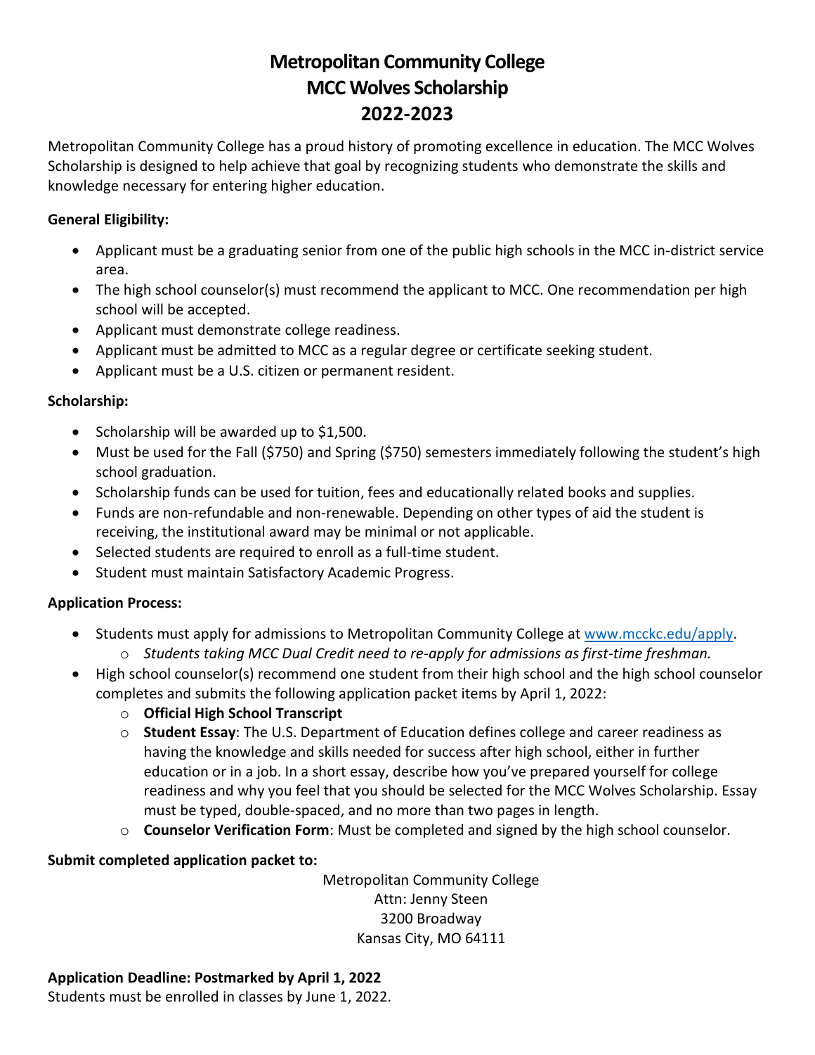# Metropolitan Community College
# MCC Wolves Scholarship
# 2022-2023

Metropolitan Community College has a proud history of promoting excellence in education. The MCC Wolves Scholarship is designed to help achieve that goal by recognizing students who demonstrate the skills and knowledge necessary for entering higher education.

**General Eligibility:**

- Applicant must be a graduating senior from one of the public high schools in the MCC in-district service area.
- The high school counselor(s) must recommend the applicant to MCC. One recommendation per high school will be accepted.
- Applicant must demonstrate college readiness.
- Applicant must be admitted to MCC as a regular degree or certificate seeking student.
- Applicant must be a U.S. citizen or permanent resident.

**Scholarship:**

- Scholarship will be awarded up to $1,500.
- Must be used for the Fall ($750) and Spring ($750) semesters immediately following the student's high school graduation.
- Scholarship funds can be used for tuition, fees and educationally related books and supplies.
- Funds are non-refundable and non-renewable. Depending on other types of aid the student is receiving, the institutional award may be minimal or not applicable.
- Selected students are required to enroll as a full-time student.
- Student must maintain Satisfactory Academic Progress.

**Application Process:**

- Students must apply for admissions to Metropolitan Community College at [www.mcckc.edu/apply](http://www.mcckc.edu/apply).
  - *Students taking MCC Dual Credit need to re-apply for admissions as first-time freshman.*
- High school counselor(s) recommend one student from their high school and the high school counselor completes and submits the following application packet items by April 1, 2022:
  - **Official High School Transcript**
  - **Student Essay**: The U.S. Department of Education defines college and career readiness as having the knowledge and skills needed for success after high school, either in further education or in a job. In a short essay, describe how you've prepared yourself for college readiness and why you feel that you should be selected for the MCC Wolves Scholarship. Essay must be typed, double-spaced, and no more than two pages in length.
  - **Counselor Verification Form**: Must be completed and signed by the high school counselor.

**Submit completed application packet to:**

Metropolitan Community College
Attn: Jenny Steen
3200 Broadway
Kansas City, MO 64111

**Application Deadline: Postmarked by April 1, 2022**
Students must be enrolled in classes by June 1, 2022.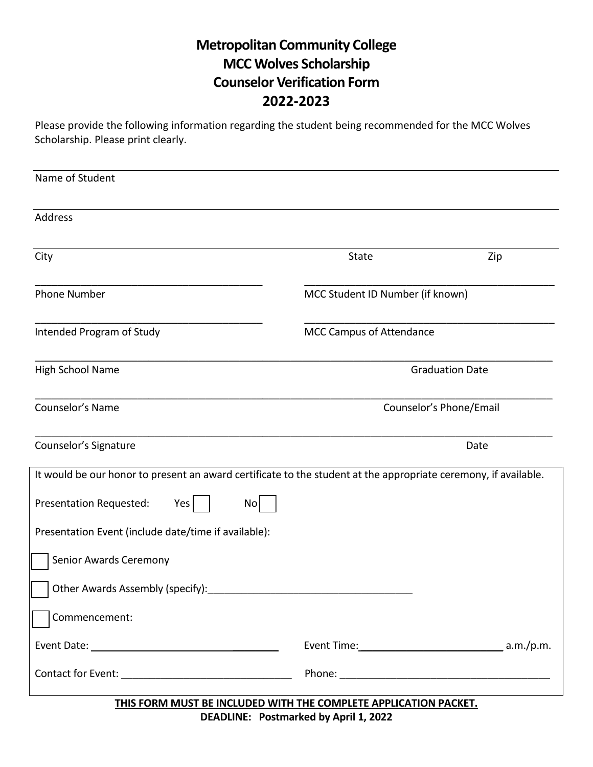# Metropolitan Community College
# MCC Wolves Scholarship
# Counselor Verification Form
# 2022-2023

Please provide the following information regarding the student being recommended for the MCC Wolves Scholarship. Please print clearly.

______________________________________________________________________
Name of Student

______________________________________________________________________
Address

______________________________________________________________________
City State Zip

_________________________________________ _____________________________________________
Phone Number MCC Student ID Number (if known)

_________________________________________ _____________________________________________
Intended Program of Study MCC Campus of Attendance

______________________________________________________________________
High School Name Graduation Date

______________________________________________________________________
Counselor's Name Counselor's Phone/Email

______________________________________________________________________
Counselor's Signature Date

It would be our honor to present an award certificate to the student at the appropriate ceremony, if available.

Presentation Requested: Yes ☐ No ☐

Presentation Event (include date/time if available):

☐ Senior Awards Ceremony

☐ Other Awards Assembly (specify):____________________________________

☐ Commencement:

Event Date: ________________________________ Event Time:__________________________ a.m./p.m.

Contact for Event: ______________________________ Phone: ______________________________________

**THIS FORM MUST BE INCLUDED WITH THE COMPLETE APPLICATION PACKET.**

**DEADLINE: Postmarked by April 1, 2022**